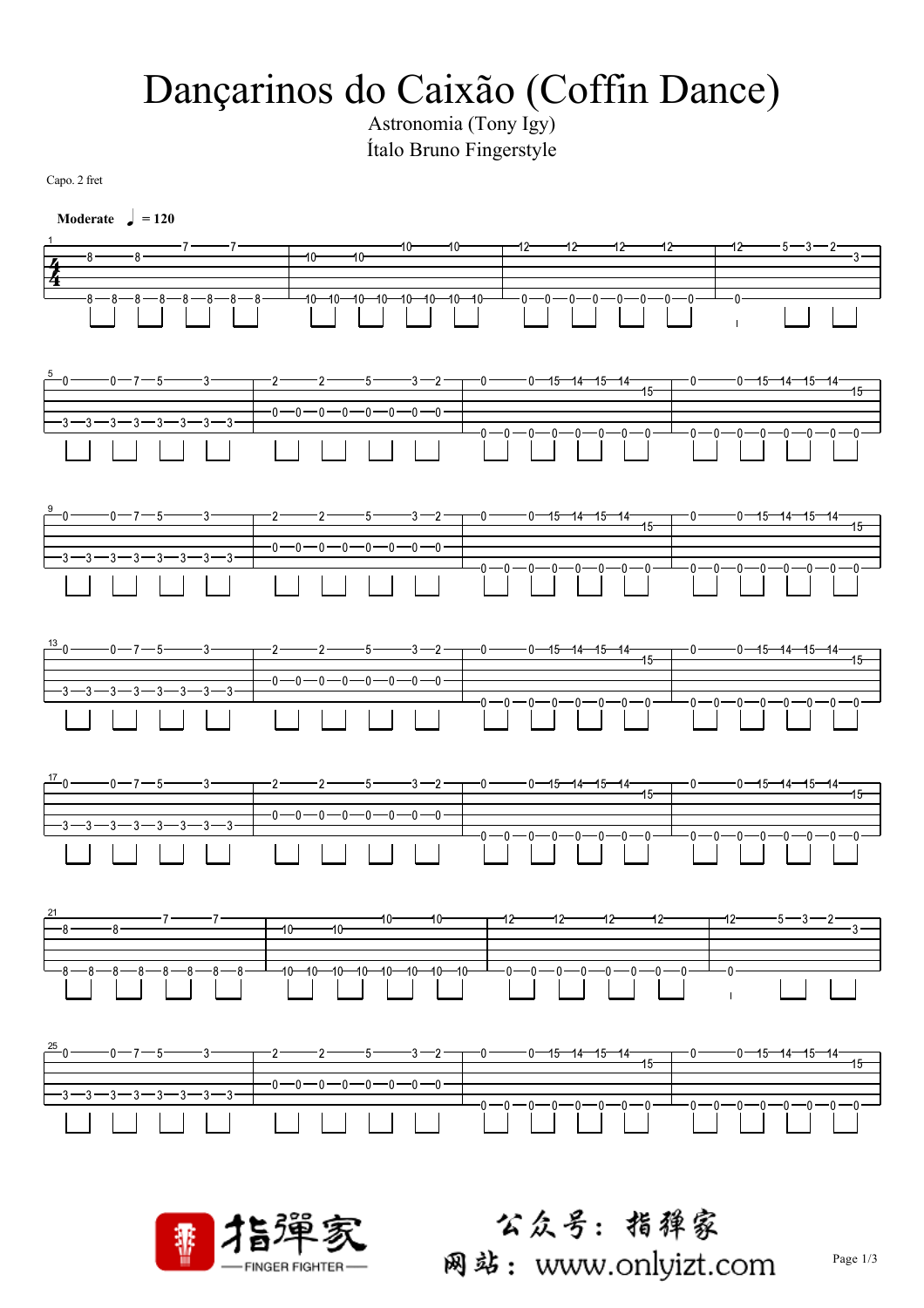# Dançarinos do Caixão (Coffin Dance)

Astronomia (Tony Igy)

Ítalo Bruno Fingerstyle

Capo. 2 fret

**Moderate** ♩ = 120

```
1
e|------------------7-------7--|---------------------10------10--|-12------12------12------12------|-12-----5---3---2-----|
B|----8-------8-----------------|--10------10---------------------|---------------------------------|----------------------3-|
G|------------------------------|--------------------------------|---------------------------------|-----------------------|
D|------------------------------|--------------------------------|---------------------------------|-----------------------|
A|----8---8---8---8---8---8---8---8-|--10--10--10--10--10--10--10--10-|--0---0---0---0---0---0---0---0--|--0--------------------|
E|------------------------------|--------------------------------|---------------------------------|-----------------------|

5
e|--0-------0---7---5-------3---|--2-------2-------5-------3---2--|--0-------0--15--14--15--14-------|--0-------0--15--14--15--14-------|
B|------------------------------|--------------------------------|---------------------------15----|---------------------------15----|
G|------------------------------|--0---0---0---0---0---0---0---0--|---------------------------------|---------------------------------|
D|--3---3---3---3---3---3---3---3-|--------------------------------|---------------------------------|---------------------------------|
A|------------------------------|--------------------------------|--0---0---0---0---0---0---0---0--|--0---0---0---0---0---0---0---0--|
E|------------------------------|--------------------------------|---------------------------------|---------------------------------|

9
e|--0-------0---7---5-------3---|--2-------2-------5-------3---2--|--0-------0--15--14--15--14-------|--0-------0--15--14--15--14-------|
B|------------------------------|--------------------------------|---------------------------15----|---------------------------15----|
G|------------------------------|--0---0---0---0---0---0---0---0--|---------------------------------|---------------------------------|
D|--3---3---3---3---3---3---3---3-|--------------------------------|---------------------------------|---------------------------------|
A|------------------------------|--------------------------------|--0---0---0---0---0---0---0---0--|--0---0---0---0---0---0---0---0--|
E|------------------------------|--------------------------------|---------------------------------|---------------------------------|

13
e|--0-------0---7---5-------3---|--2-------2-------5-------3---2--|--0-------0--15--14--15--14-------|--0-------0--15--14--15--14-------|
B|------------------------------|--------------------------------|---------------------------15----|---------------------------15----|
G|------------------------------|--0---0---0---0---0---0---0---0--|---------------------------------|---------------------------------|
D|--3---3---3---3---3---3---3---3-|--------------------------------|---------------------------------|---------------------------------|
A|------------------------------|--------------------------------|--0---0---0---0---0---0---0---0--|--0---0---0---0---0---0---0---0--|
E|------------------------------|--------------------------------|---------------------------------|---------------------------------|

17
e|--0-------0---7---5-------3---|--2-------2-------5-------3---2--|--0-------0--15--14--15--14-------|--0-------0--15--14--15--14-------|
B|------------------------------|--------------------------------|---------------------------15----|---------------------------15----|
G|------------------------------|--0---0---0---0---0---0---0---0--|---------------------------------|---------------------------------|
D|--3---3---3---3---3---3---3---3-|--------------------------------|---------------------------------|---------------------------------|
A|------------------------------|--------------------------------|--0---0---0---0---0---0---0---0--|--0---0---0---0---0---0---0---0--|
E|------------------------------|--------------------------------|---------------------------------|---------------------------------|

21
e|------------------7-------7--|---------------------10------10--|-12------12------12------12------|-12-----5---3---2-----|
B|----8-------8-----------------|--10------10---------------------|---------------------------------|----------------------3-|
G|------------------------------|--------------------------------|---------------------------------|-----------------------|
D|------------------------------|--------------------------------|---------------------------------|-----------------------|
A|----8---8---8---8---8---8---8---8-|--10--10--10--10--10--10--10--10-|--0---0---0---0---0---0---0---0--|--0--------------------|
E|------------------------------|--------------------------------|---------------------------------|-----------------------|

25
e|--0-------0---7---5-------3---|--2-------2-------5-------3---2--|--0-------0--15--14--15--14-------|--0-------0--15--14--15--14-------|
B|------------------------------|--------------------------------|---------------------------15----|---------------------------15----|
G|------------------------------|--0---0---0---0---0---0---0---0--|---------------------------------|---------------------------------|
D|--3---3---3---3---3---3---3---3-|--------------------------------|---------------------------------|---------------------------------|
A|------------------------------|--------------------------------|--0---0---0---0---0---0---0---0--|--0---0---0---0---0---0---0---0--|
E|------------------------------|--------------------------------|---------------------------------|---------------------------------|
```

指弹家 FINGER FIGHTER

公众号：指弹家

网站：www.onlyizt.com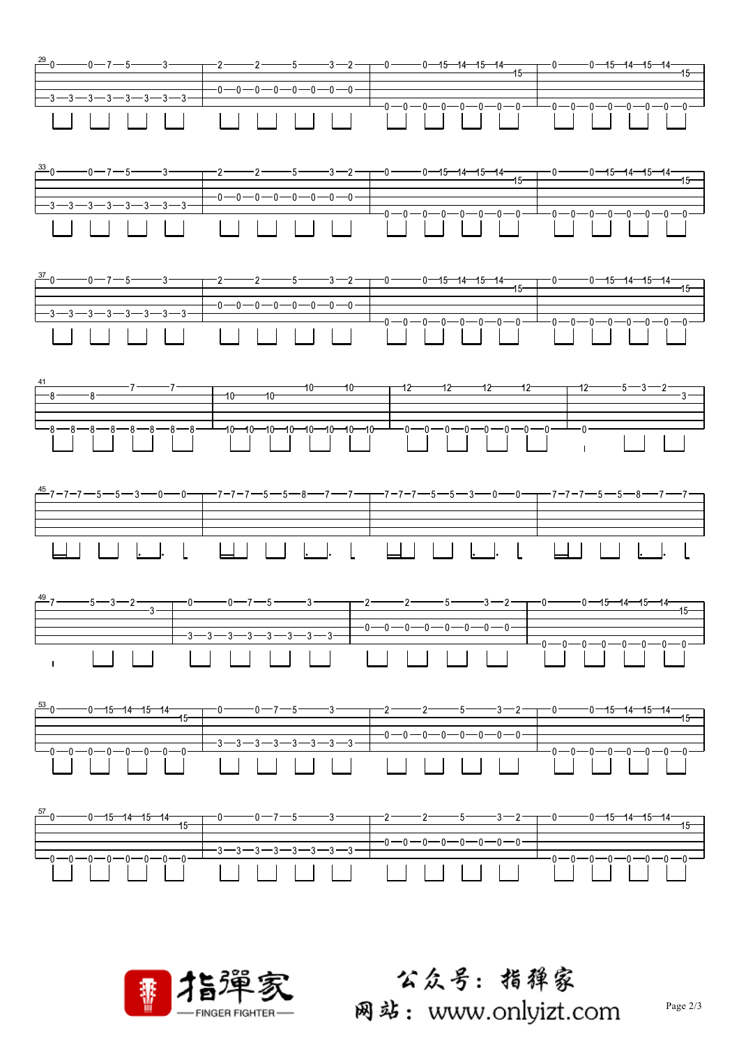```
29
e|0-----0--7--5-----3-----|2-----2-----5-----3--2--|0-----0--15-14-15-14----|0-----0--15-14-15-14----|
B|------------------------|------------------------|---------------------15-|---------------------15-|
G|------------------------|------------------------|------------------------|------------------------|
D|------------------------|0--0--0--0--0--0--0--0--|------------------------|------------------------|
A|3--3--3--3--3--3--3--3--|------------------------|------------------------|------------------------|
E|------------------------|------------------------|0--0--0--0--0--0--0--0--|0--0--0--0--0--0--0--0--|
```

```
33
e|0-----0--7--5-----3-----|2-----2-----5-----3--2--|0-----0--15-14-15-14----|0-----0--15-14-15-14----|
B|------------------------|------------------------|---------------------15-|---------------------15-|
G|------------------------|------------------------|------------------------|------------------------|
D|------------------------|0--0--0--0--0--0--0--0--|------------------------|------------------------|
A|3--3--3--3--3--3--3--3--|------------------------|------------------------|------------------------|
E|------------------------|------------------------|0--0--0--0--0--0--0--0--|0--0--0--0--0--0--0--0--|
```

```
37
e|0-----0--7--5-----3-----|2-----2-----5-----3--2--|0-----0--15-14-15-14----|0-----0--15-14-15-14----|
B|------------------------|------------------------|---------------------15-|---------------------15-|
G|------------------------|------------------------|------------------------|------------------------|
D|------------------------|0--0--0--0--0--0--0--0--|------------------------|------------------------|
A|3--3--3--3--3--3--3--3--|------------------------|------------------------|------------------------|
E|------------------------|------------------------|0--0--0--0--0--0--0--0--|0--0--0--0--0--0--0--0--|
```

```
41
e|------------7-----7-----|------------10----10----|12----12----12----12----|12----5--3--2-----------|
B|8-----8-----------------|10----10----------------|------------------------|---------------3--------|
G|------------------------|------------------------|------------------------|------------------------|
D|------------------------|------------------------|------------------------|------------------------|
A|8--8--8--8--8--8--8--8--|10-10-10-10-10-10-10-10-|0--0--0--0--0--0--0--0--|0-----------------------|
E|------------------------|------------------------|------------------------|------------------------|
```

```
45
e|7--7--7--5--5--3--0--0--|7--7--7--5--5--8--7--7--|7--7--7--5--5--3--0--0--|7--7--7--5--5--8--7--7--|
B|------------------------|------------------------|------------------------|------------------------|
G|------------------------|------------------------|------------------------|------------------------|
D|------------------------|------------------------|------------------------|------------------------|
A|------------------------|------------------------|------------------------|------------------------|
E|------------------------|------------------------|------------------------|------------------------|
```

```
49
e|7-----5--3--2-----------|0-----0--7--5-----3-----|2-----2-----5-----3--2--|0-----0--15-14-15-14----|
B|---------------3--------|------------------------|------------------------|---------------------15-|
G|------------------------|------------------------|------------------------|------------------------|
D|------------------------|------------------------|0--0--0--0--0--0--0--0--|------------------------|
A|------------------------|3--3--3--3--3--3--3--3--|------------------------|------------------------|
E|------------------------|------------------------|------------------------|0--0--0--0--0--0--0--0--|
```

```
53
e|0-----0--15-14-15-14----|0-----0--7--5-----3-----|2-----2-----5-----3--2--|0-----0--15-14-15-14----|
B|---------------------15-|------------------------|------------------------|---------------------15-|
G|------------------------|------------------------|------------------------|------------------------|
D|------------------------|------------------------|0--0--0--0--0--0--0--0--|------------------------|
A|------------------------|3--3--3--3--3--3--3--3--|------------------------|------------------------|
E|0--0--0--0--0--0--0--0--|------------------------|------------------------|0--0--0--0--0--0--0--0--|
```

```
57
e|0-----0--15-14-15-14----|0-----0--7--5-----3-----|2-----2-----5-----3--2--|0-----0--15-14-15-14----|
B|---------------------15-|------------------------|------------------------|---------------------15-|
G|------------------------|------------------------|------------------------|------------------------|
D|------------------------|------------------------|0--0--0--0--0--0--0--0--|------------------------|
A|------------------------|3--3--3--3--3--3--3--3--|------------------------|------------------------|
E|0--0--0--0--0--0--0--0--|------------------------|------------------------|0--0--0--0--0--0--0--0--|
```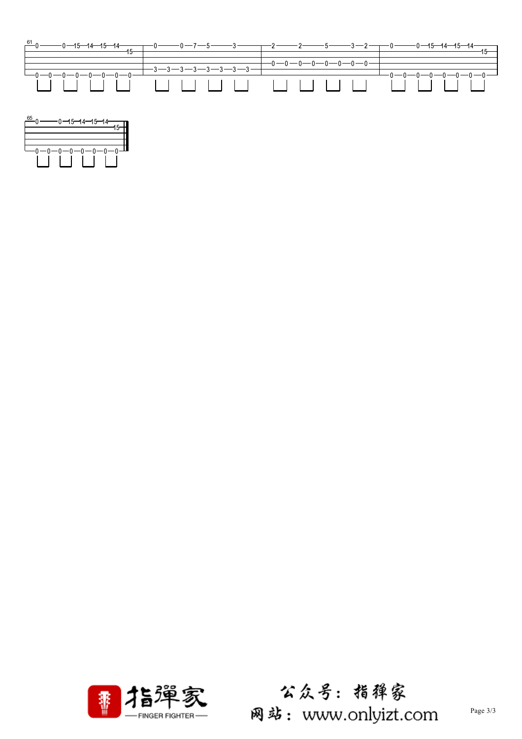```
61                                                                                                                                      
e|-0-------0--15--14--15--14------|-0-------0--7--5-------3---------|-2-------2-------5-------3--2----|-0-------0--15--14--15--14------|
B|----------------------------15--|---------------------------------|---------------------------------|----------------------------15--|
G|--------------------------------|---------------------------------|-0--0--0--0--0--0--0--0----------|--------------------------------|
D|--------------------------------|---------------------------------|---------------------------------|--------------------------------|
A|--------------------------------|-3--3--3--3--3--3--3--3----------|---------------------------------|--------------------------------|
E|-0--0--0--0--0--0--0--0---------|---------------------------------|---------------------------------|-0--0--0--0--0--0--0--0---------|

65
e|-0-------0--15--14--15--14------||
B|----------------------------15--||
G|--------------------------------||
D|--------------------------------||
A|--------------------------------||
E|-0--0--0--0--0--0--0--0---------||
```

指弹家 FINGER FIGHTER

公众号：指弹家
网站：www.onlyizt.com